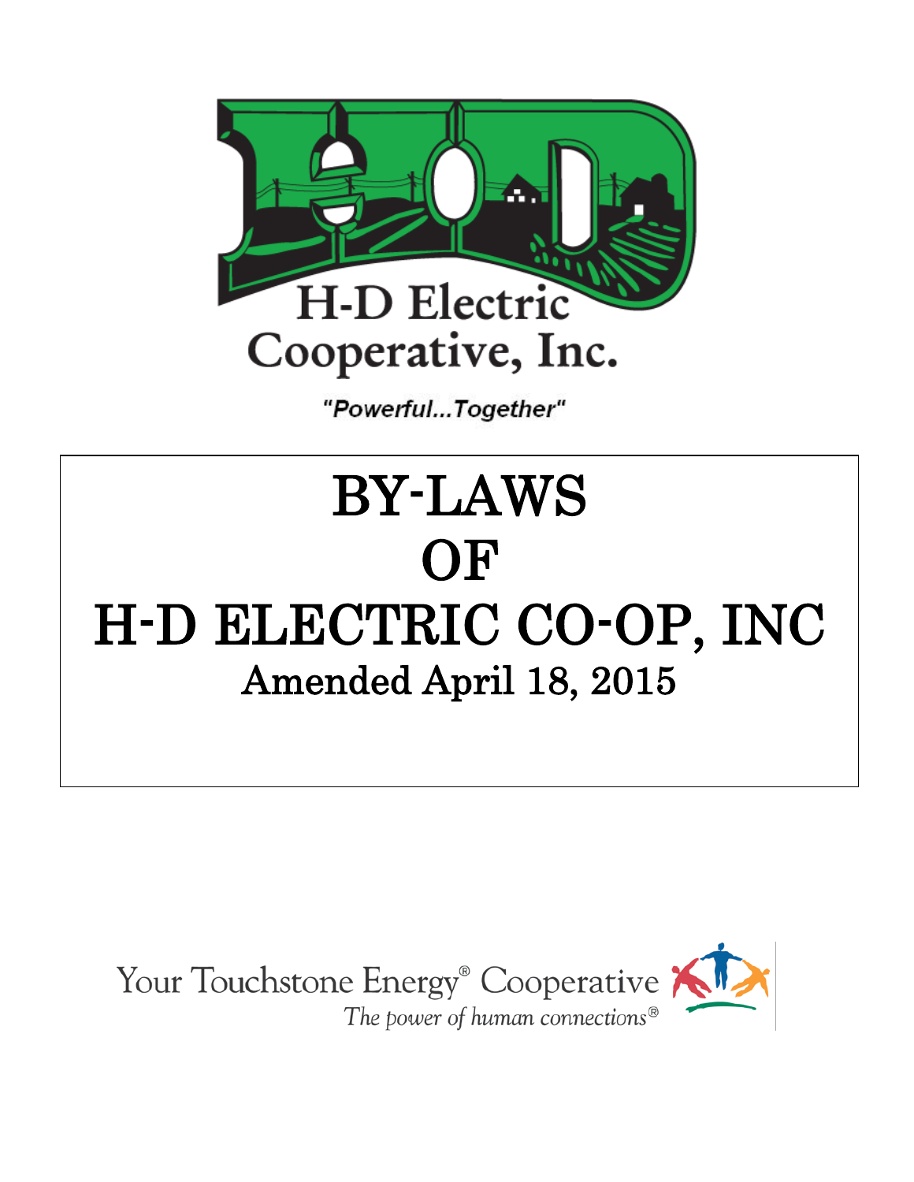H-D Electric Cooperative, Inc.

"Powerful...Together"

# BY-LAWS OF H-D ELECTRIC CO-OP, INC

## Amended April 18, 2015

Your Touchstone Energy® Cooperative

*The power of human connections®*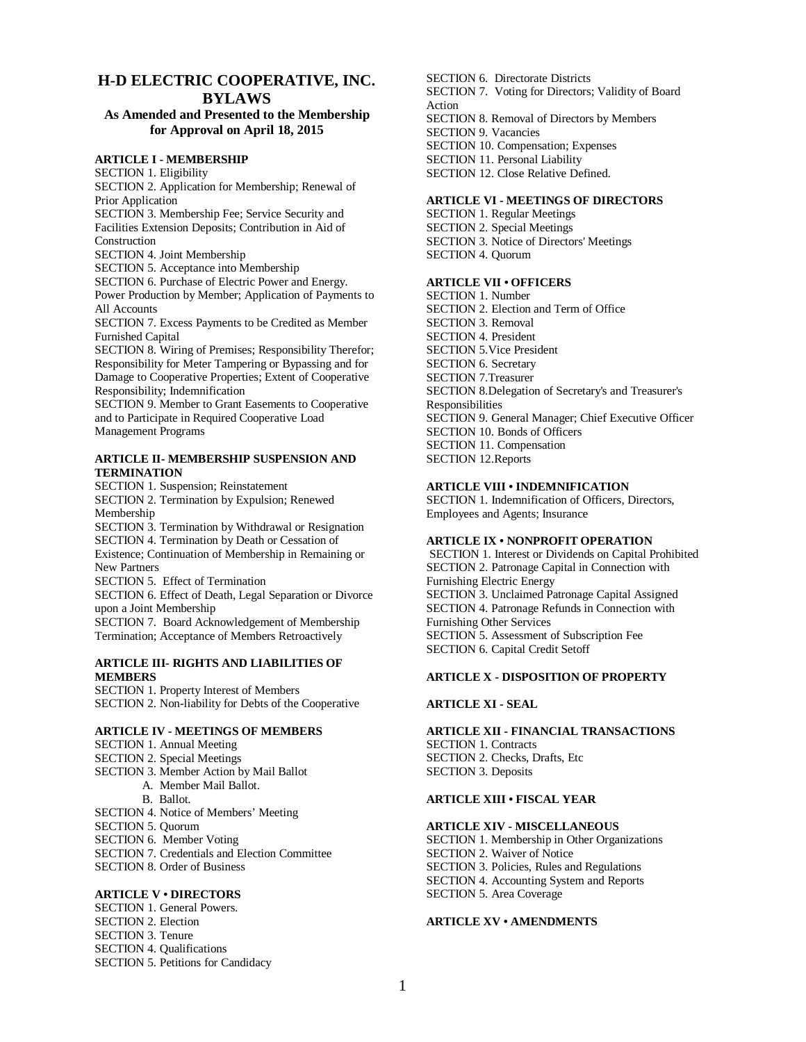# H-D ELECTRIC COOPERATIVE, INC. BYLAWS

**As Amended and Presented to the Membership for Approval on April 18, 2015**

**ARTICLE I - MEMBERSHIP**

SECTION 1. Eligibility
SECTION 2. Application for Membership; Renewal of Prior Application
SECTION 3. Membership Fee; Service Security and Facilities Extension Deposits; Contribution in Aid of Construction
SECTION 4. Joint Membership
SECTION 5. Acceptance into Membership
SECTION 6. Purchase of Electric Power and Energy. Power Production by Member; Application of Payments to All Accounts
SECTION 7. Excess Payments to be Credited as Member Furnished Capital
SECTION 8. Wiring of Premises; Responsibility Therefor; Responsibility for Meter Tampering or Bypassing and for Damage to Cooperative Properties; Extent of Cooperative Responsibility; Indemnification
SECTION 9. Member to Grant Easements to Cooperative and to Participate in Required Cooperative Load Management Programs

**ARTICLE II- MEMBERSHIP SUSPENSION AND TERMINATION**

SECTION 1. Suspension; Reinstatement
SECTION 2. Termination by Expulsion; Renewed Membership
SECTION 3. Termination by Withdrawal or Resignation
SECTION 4. Termination by Death or Cessation of Existence; Continuation of Membership in Remaining or New Partners
SECTION 5. Effect of Termination
SECTION 6. Effect of Death, Legal Separation or Divorce upon a Joint Membership
SECTION 7. Board Acknowledgement of Membership Termination; Acceptance of Members Retroactively

**ARTICLE III- RIGHTS AND LIABILITIES OF MEMBERS**

SECTION 1. Property Interest of Members
SECTION 2. Non-liability for Debts of the Cooperative

**ARTICLE IV - MEETINGS OF MEMBERS**

SECTION 1. Annual Meeting
SECTION 2. Special Meetings
SECTION 3. Member Action by Mail Ballot
- A. Member Mail Ballot.
- B. Ballot.

SECTION 4. Notice of Members' Meeting
SECTION 5. Quorum
SECTION 6. Member Voting
SECTION 7. Credentials and Election Committee
SECTION 8. Order of Business

**ARTICLE V • DIRECTORS**

SECTION 1. General Powers.
SECTION 2. Election
SECTION 3. Tenure
SECTION 4. Qualifications
SECTION 5. Petitions for Candidacy
SECTION 6. Directorate Districts
SECTION 7. Voting for Directors; Validity of Board Action
SECTION 8. Removal of Directors by Members
SECTION 9. Vacancies
SECTION 10. Compensation; Expenses
SECTION 11. Personal Liability
SECTION 12. Close Relative Defined.

**ARTICLE VI - MEETINGS OF DIRECTORS**

SECTION 1. Regular Meetings
SECTION 2. Special Meetings
SECTION 3. Notice of Directors' Meetings
SECTION 4. Quorum

**ARTICLE VII • OFFICERS**

SECTION 1. Number
SECTION 2. Election and Term of Office
SECTION 3. Removal
SECTION 4. President
SECTION 5.Vice President
SECTION 6. Secretary
SECTION 7.Treasurer
SECTION 8.Delegation of Secretary's and Treasurer's Responsibilities
SECTION 9. General Manager; Chief Executive Officer
SECTION 10. Bonds of Officers
SECTION 11. Compensation
SECTION 12.Reports

**ARTICLE VIII • INDEMNIFICATION**

SECTION 1. Indemnification of Officers, Directors, Employees and Agents; Insurance

**ARTICLE IX • NONPROFIT OPERATION**

SECTION 1. Interest or Dividends on Capital Prohibited
SECTION 2. Patronage Capital in Connection with Furnishing Electric Energy
SECTION 3. Unclaimed Patronage Capital Assigned
SECTION 4. Patronage Refunds in Connection with Furnishing Other Services
SECTION 5. Assessment of Subscription Fee
SECTION 6. Capital Credit Setoff

**ARTICLE X - DISPOSITION OF PROPERTY**

**ARTICLE XI - SEAL**

**ARTICLE XII - FINANCIAL TRANSACTIONS**

SECTION 1. Contracts
SECTION 2. Checks, Drafts, Etc
SECTION 3. Deposits

**ARTICLE XIII • FISCAL YEAR**

**ARTICLE XIV - MISCELLANEOUS**

SECTION 1. Membership in Other Organizations
SECTION 2. Waiver of Notice
SECTION 3. Policies, Rules and Regulations
SECTION 4. Accounting System and Reports
SECTION 5. Area Coverage

**ARTICLE XV • AMENDMENTS**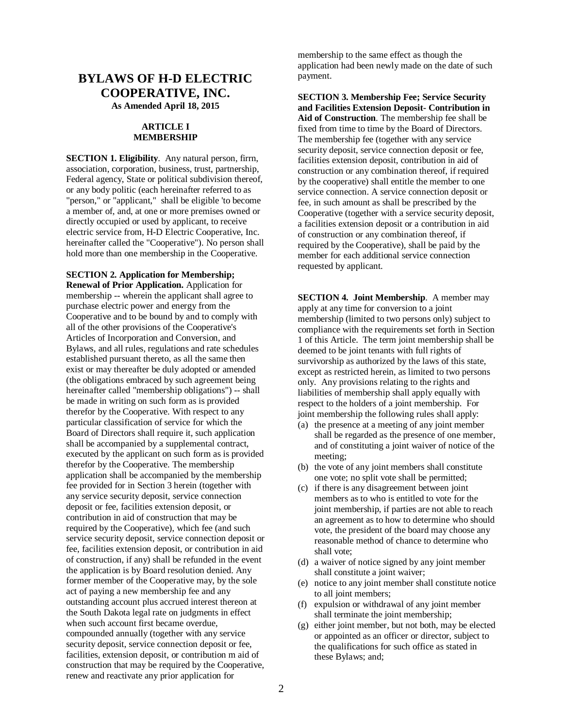# BYLAWS OF H-D ELECTRIC COOPERATIVE, INC.

**As Amended April 18, 2015**

## ARTICLE I
## MEMBERSHIP

**SECTION 1. Eligibility**. Any natural person, firrn, association, corporation, business, trust, partnership, Federal agency, State or political subdivision thereof, or any body politic (each hereinafter referred to as "person," or "applicant," shall be eligible 'to become a member of, and, at one or more premises owned or directly occupied or used by applicant, to receive electric service from, H-D Electric Cooperative, Inc. hereinafter called the "Cooperative"). No person shall hold more than one membership in the Cooperative.

**SECTION 2. Application for Membership; Renewal of Prior Application.** Application for membership -- wherein the applicant shall agree to purchase electric power and energy from the Cooperative and to be bound by and to comply with all of the other provisions of the Cooperative's Articles of Incorporation and Conversion, and Bylaws, and all rules, regulations and rate schedules established pursuant thereto, as all the same then exist or may thereafter be duly adopted or amended (the obligations embraced by such agreement being hereinafter called "membership obligations") -- shall be made in writing on such form as is provided therefor by the Cooperative. With respect to any particular classification of service for which the Board of Directors shall require it, such application shall be accompanied by a supplemental contract, executed by the applicant on such form as is provided therefor by the Cooperative. The membership application shall be accompanied by the membership fee provided for in Section 3 herein (together with any service security deposit, service connection deposit or fee, facilities extension deposit, or contribution in aid of construction that may be required by the Cooperative), which fee (and such service security deposit, service connection deposit or fee, facilities extension deposit, or contribution in aid of construction, if any) shall be refunded in the event the application is by Board resolution denied. Any former member of the Cooperative may, by the sole act of paying a new membership fee and any outstanding account plus accrued interest thereon at the South Dakota legal rate on judgments in effect when such account first became overdue, compounded annually (together with any service security deposit, service connection deposit or fee, facilities, extension deposit, or contribution m aid of construction that may be required by the Cooperative, renew and reactivate any prior application for membership to the same effect as though the application had been newly made on the date of such payment.

**SECTION 3. Membership Fee; Service Security and Facilities Extension Deposit- Contribution in Aid of Construction**. The membership fee shall be fixed from time to time by the Board of Directors. The membership fee (together with any service security deposit, service connection deposit or fee, facilities extension deposit, contribution in aid of construction or any combination thereof, if required by the cooperative) shall entitle the member to one service connection. A service connection deposit or fee, in such amount as shall be prescribed by the Cooperative (together with a service security deposit, a facilities extension deposit or a contribution in aid of construction or any combination thereof, if required by the Cooperative), shall be paid by the member for each additional service connection requested by applicant.

**SECTION 4. Joint Membership**. A member may apply at any time for conversion to a joint membership (limited to two persons only) subject to compliance with the requirements set forth in Section 1 of this Article. The term joint membership shall be deemed to be joint tenants with full rights of survivorship as authorized by the laws of this state, except as restricted herein, as limited to two persons only. Any provisions relating to the rights and liabilities of membership shall apply equally with respect to the holders of a joint membership. For joint membership the following rules shall apply:

(a) the presence at a meeting of any joint member shall be regarded as the presence of one member, and of constituting a joint waiver of notice of the meeting;
(b) the vote of any joint members shall constitute one vote; no split vote shall be permitted;
(c) if there is any disagreement between joint members as to who is entitled to vote for the joint membership, if parties are not able to reach an agreement as to how to determine who should vote, the president of the board may choose any reasonable method of chance to determine who shall vote;
(d) a waiver of notice signed by any joint member shall constitute a joint waiver;
(e) notice to any joint member shall constitute notice to all joint members;
(f) expulsion or withdrawal of any joint member shall terminate the joint membership;
(g) either joint member, but not both, may be elected or appointed as an officer or director, subject to the qualifications for such office as stated in these Bylaws; and;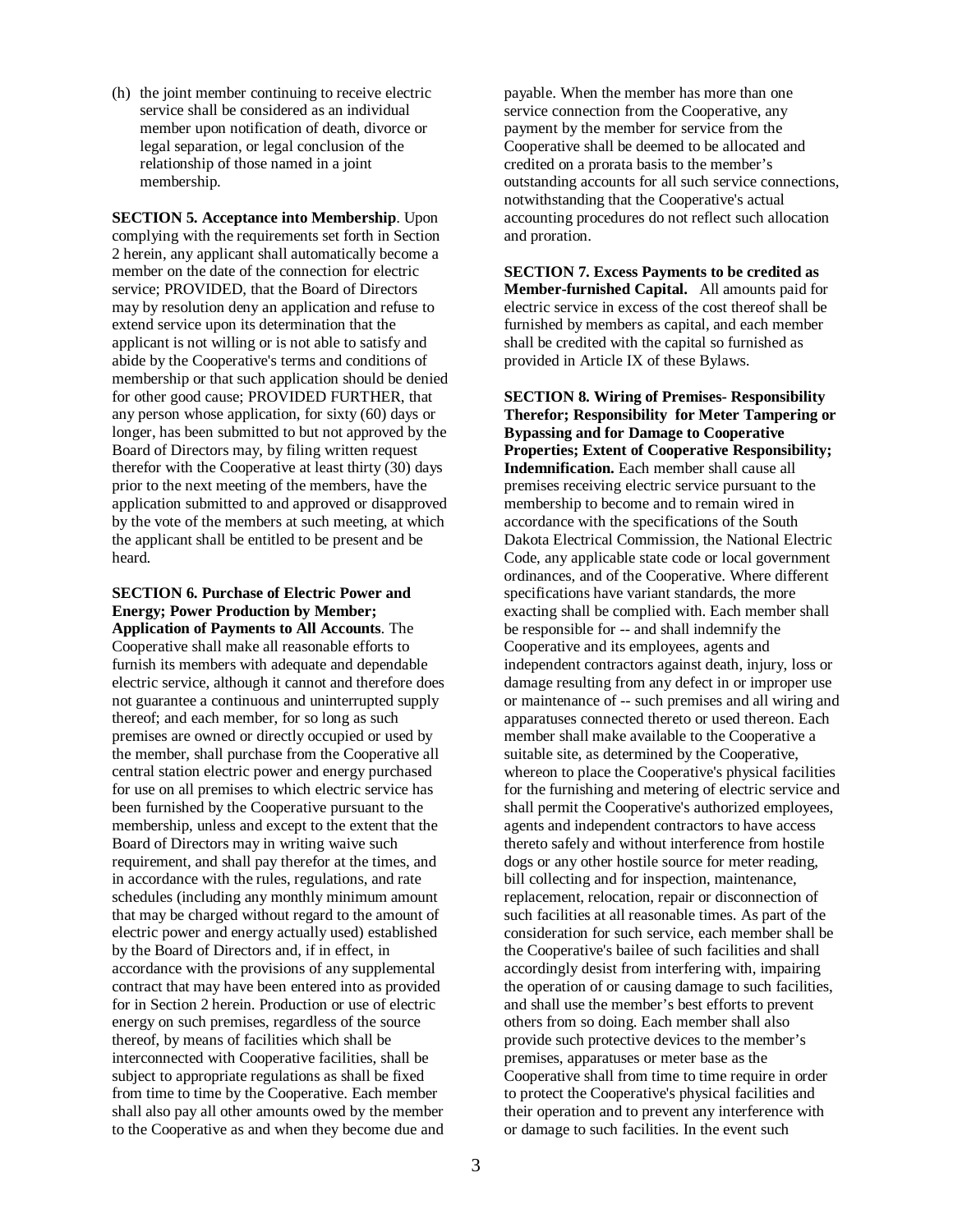(h) the joint member continuing to receive electric service shall be considered as an individual member upon notification of death, divorce or legal separation, or legal conclusion of the relationship of those named in a joint membership.

**SECTION 5. Acceptance into Membership**. Upon complying with the requirements set forth in Section 2 herein, any applicant shall automatically become a member on the date of the connection for electric service; PROVIDED, that the Board of Directors may by resolution deny an application and refuse to extend service upon its determination that the applicant is not willing or is not able to satisfy and abide by the Cooperative's terms and conditions of membership or that such application should be denied for other good cause; PROVIDED FURTHER, that any person whose application, for sixty (60) days or longer, has been submitted to but not approved by the Board of Directors may, by filing written request therefor with the Cooperative at least thirty (30) days prior to the next meeting of the members, have the application submitted to and approved or disapproved by the vote of the members at such meeting, at which the applicant shall be entitled to be present and be heard.

**SECTION 6. Purchase of Electric Power and Energy; Power Production by Member; Application of Payments to All Accounts**. The Cooperative shall make all reasonable efforts to furnish its members with adequate and dependable electric service, although it cannot and therefore does not guarantee a continuous and uninterrupted supply thereof; and each member, for so long as such premises are owned or directly occupied or used by the member, shall purchase from the Cooperative all central station electric power and energy purchased for use on all premises to which electric service has been furnished by the Cooperative pursuant to the membership, unless and except to the extent that the Board of Directors may in writing waive such requirement, and shall pay therefor at the times, and in accordance with the rules, regulations, and rate schedules (including any monthly minimum amount that may be charged without regard to the amount of electric power and energy actually used) established by the Board of Directors and, if in effect, in accordance with the provisions of any supplemental contract that may have been entered into as provided for in Section 2 herein. Production or use of electric energy on such premises, regardless of the source thereof, by means of facilities which shall be interconnected with Cooperative facilities, shall be subject to appropriate regulations as shall be fixed from time to time by the Cooperative. Each member shall also pay all other amounts owed by the member to the Cooperative as and when they become due and payable. When the member has more than one service connection from the Cooperative, any payment by the member for service from the Cooperative shall be deemed to be allocated and credited on a prorata basis to the member's outstanding accounts for all such service connections, notwithstanding that the Cooperative's actual accounting procedures do not reflect such allocation and proration.

**SECTION 7. Excess Payments to be credited as Member-furnished Capital.** All amounts paid for electric service in excess of the cost thereof shall be furnished by members as capital, and each member shall be credited with the capital so furnished as provided in Article IX of these Bylaws.

**SECTION 8. Wiring of Premises- Responsibility Therefor; Responsibility for Meter Tampering or Bypassing and for Damage to Cooperative Properties; Extent of Cooperative Responsibility; Indemnification.** Each member shall cause all premises receiving electric service pursuant to the membership to become and to remain wired in accordance with the specifications of the South Dakota Electrical Commission, the National Electric Code, any applicable state code or local government ordinances, and of the Cooperative. Where different specifications have variant standards, the more exacting shall be complied with. Each member shall be responsible for -- and shall indemnify the Cooperative and its employees, agents and independent contractors against death, injury, loss or damage resulting from any defect in or improper use or maintenance of -- such premises and all wiring and apparatuses connected thereto or used thereon. Each member shall make available to the Cooperative a suitable site, as determined by the Cooperative, whereon to place the Cooperative's physical facilities for the furnishing and metering of electric service and shall permit the Cooperative's authorized employees, agents and independent contractors to have access thereto safely and without interference from hostile dogs or any other hostile source for meter reading, bill collecting and for inspection, maintenance, replacement, relocation, repair or disconnection of such facilities at all reasonable times. As part of the consideration for such service, each member shall be the Cooperative's bailee of such facilities and shall accordingly desist from interfering with, impairing the operation of or causing damage to such facilities, and shall use the member's best efforts to prevent others from so doing. Each member shall also provide such protective devices to the member's premises, apparatuses or meter base as the Cooperative shall from time to time require in order to protect the Cooperative's physical facilities and their operation and to prevent any interference with or damage to such facilities. In the event such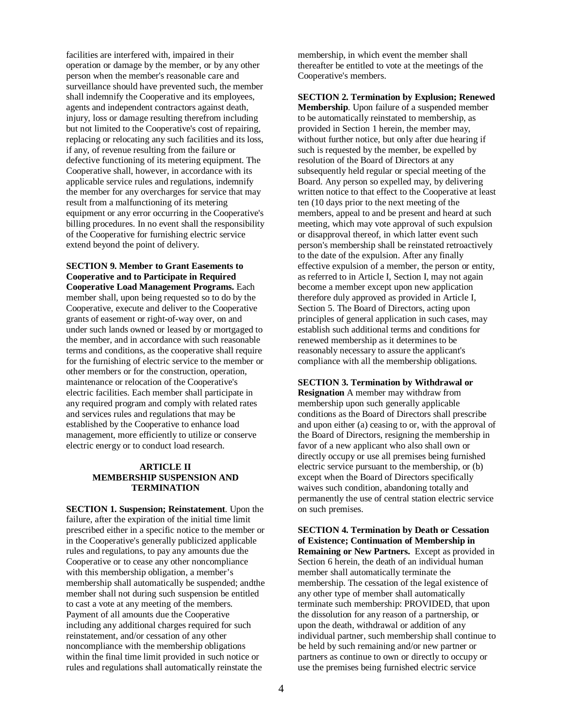facilities are interfered with, impaired in their operation or damage by the member, or by any other person when the member's reasonable care and surveillance should have prevented such, the member shall indemnify the Cooperative and its employees, agents and independent contractors against death, injury, loss or damage resulting therefrom including but not limited to the Cooperative's cost of repairing, replacing or relocating any such facilities and its loss, if any, of revenue resulting from the failure or defective functioning of its metering equipment. The Cooperative shall, however, in accordance with its applicable service rules and regulations, indemnify the member for any overcharges for service that may result from a malfunctioning of its metering equipment or any error occurring in the Cooperative's billing procedures. In no event shall the responsibility of the Cooperative for furnishing electric service extend beyond the point of delivery.

**SECTION 9. Member to Grant Easements to Cooperative and to Participate in Required Cooperative Load Management Programs.** Each member shall, upon being requested so to do by the Cooperative, execute and deliver to the Cooperative grants of easement or right-of-way over, on and under such lands owned or leased by or mortgaged to the member, and in accordance with such reasonable terms and conditions, as the cooperative shall require for the furnishing of electric service to the member or other members or for the construction, operation, maintenance or relocation of the Cooperative's electric facilities. Each member shall participate in any required program and comply with related rates and services rules and regulations that may be established by the Cooperative to enhance load management, more efficiently to utilize or conserve electric energy or to conduct load research.

## ARTICLE II
## MEMBERSHIP SUSPENSION AND TERMINATION

**SECTION 1. Suspension; Reinstatement**. Upon the failure, after the expiration of the initial time limit prescribed either in a specific notice to the member or in the Cooperative's generally publicized applicable rules and regulations, to pay any amounts due the Cooperative or to cease any other noncompliance with this membership obligation, a member's membership shall automatically be suspended; andthe member shall not during such suspension be entitled to cast a vote at any meeting of the members. Payment of all amounts due the Cooperative including any additional charges required for such reinstatement, and/or cessation of any other noncompliance with the membership obligations within the final time limit provided in such notice or rules and regulations shall automatically reinstate the membership, in which event the member shall thereafter be entitled to vote at the meetings of the Cooperative's members.

**SECTION 2. Termination by Explusion; Renewed Membership**. Upon failure of a suspended member to be automatically reinstated to membership, as provided in Section 1 herein, the member may, without further notice, but only after due hearing if such is requested by the member, be expelled by resolution of the Board of Directors at any subsequently held regular or special meeting of the Board. Any person so expelled may, by delivering written notice to that effect to the Cooperative at least ten (10 days prior to the next meeting of the members, appeal to and be present and heard at such meeting, which may vote approval of such expulsion or disapproval thereof, in which latter event such person's membership shall be reinstated retroactively to the date of the expulsion. After any finally effective expulsion of a member, the person or entity, as referred to in Article I, Section I, may not again become a member except upon new application therefore duly approved as provided in Article I, Section 5. The Board of Directors, acting upon principles of general application in such cases, may establish such additional terms and conditions for renewed membership as it determines to be reasonably necessary to assure the applicant's compliance with all the membership obligations.

**SECTION 3. Termination by Withdrawal or Resignation** A member may withdraw from membership upon such generally applicable conditions as the Board of Directors shall prescribe and upon either (a) ceasing to or, with the approval of the Board of Directors, resigning the membership in favor of a new applicant who also shall own or directly occupy or use all premises being furnished electric service pursuant to the membership, or (b) except when the Board of Directors specifically waives such condition, abandoning totally and permanently the use of central station electric service on such premises.

**SECTION 4. Termination by Death or Cessation of Existence; Continuation of Membership in Remaining or New Partners.** Except as provided in Section 6 herein, the death of an individual human member shall automatically terminate the membership. The cessation of the legal existence of any other type of member shall automatically terminate such membership: PROVIDED, that upon the dissolution for any reason of a partnership, or upon the death, withdrawal or addition of any individual partner, such membership shall continue to be held by such remaining and/or new partner or partners as continue to own or directly to occupy or use the premises being furnished electric service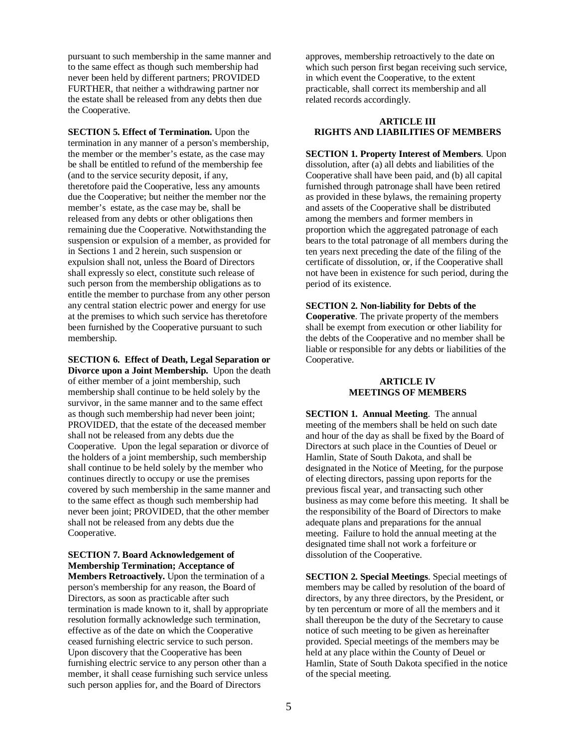pursuant to such membership in the same manner and to the same effect as though such membership had never been held by different partners; PROVIDED FURTHER, that neither a withdrawing partner nor the estate shall be released from any debts then due the Cooperative.

**SECTION 5. Effect of Termination.** Upon the termination in any manner of a person's membership, the member or the member's estate, as the case may be shall be entitled to refund of the membership fee (and to the service security deposit, if any, theretofore paid the Cooperative, less any amounts due the Cooperative; but neither the member nor the member's estate, as the case may be, shall be released from any debts or other obligations then remaining due the Cooperative. Notwithstanding the suspension or expulsion of a member, as provided for in Sections 1 and 2 herein, such suspension or expulsion shall not, unless the Board of Directors shall expressly so elect, constitute such release of such person from the membership obligations as to entitle the member to purchase from any other person any central station electric power and energy for use at the premises to which such service has theretofore been furnished by the Cooperative pursuant to such membership.

**SECTION 6. Effect of Death, Legal Separation or Divorce upon a Joint Membership.** Upon the death of either member of a joint membership, such membership shall continue to be held solely by the survivor, in the same manner and to the same effect as though such membership had never been joint; PROVIDED, that the estate of the deceased member shall not be released from any debts due the Cooperative. Upon the legal separation or divorce of the holders of a joint membership, such membership shall continue to be held solely by the member who continues directly to occupy or use the premises covered by such membership in the same manner and to the same effect as though such membership had never been joint; PROVIDED, that the other member shall not be released from any debts due the Cooperative.

**SECTION 7. Board Acknowledgement of Membership Termination; Acceptance of Members Retroactively.** Upon the termination of a person's membership for any reason, the Board of Directors, as soon as practicable after such termination is made known to it, shall by appropriate resolution formally acknowledge such termination, effective as of the date on which the Cooperative ceased furnishing electric service to such person. Upon discovery that the Cooperative has been furnishing electric service to any person other than a member, it shall cease furnishing such service unless such person applies for, and the Board of Directors approves, membership retroactively to the date on which such person first began receiving such service, in which event the Cooperative, to the extent practicable, shall correct its membership and all related records accordingly.

## ARTICLE III
## RIGHTS AND LIABILITIES OF MEMBERS

**SECTION 1. Property Interest of Members**. Upon dissolution, after (a) all debts and liabilities of the Cooperative shall have been paid, and (b) all capital furnished through patronage shall have been retired as provided in these bylaws, the remaining property and assets of the Cooperative shall be distributed among the members and former members in proportion which the aggregated patronage of each bears to the total patronage of all members during the ten years next preceding the date of the filing of the certificate of dissolution, or, if the Cooperative shall not have been in existence for such period, during the period of its existence.

**SECTION 2. Non-liability for Debts of the Cooperative**. The private property of the members shall be exempt from execution or other liability for the debts of the Cooperative and no member shall be liable or responsible for any debts or liabilities of the Cooperative.

## ARTICLE IV
## MEETINGS OF MEMBERS

**SECTION 1. Annual Meeting**. The annual meeting of the members shall be held on such date and hour of the day as shall be fixed by the Board of Directors at such place in the Counties of Deuel or Hamlin, State of South Dakota, and shall be designated in the Notice of Meeting, for the purpose of electing directors, passing upon reports for the previous fiscal year, and transacting such other business as may come before this meeting. It shall be the responsibility of the Board of Directors to make adequate plans and preparations for the annual meeting. Failure to hold the annual meeting at the designated time shall not work a forfeiture or dissolution of the Cooperative.

**SECTION 2. Special Meetings**. Special meetings of members may be called by resolution of the board of directors, by any three directors, by the President, or by ten percentum or more of all the members and it shall thereupon be the duty of the Secretary to cause notice of such meeting to be given as hereinafter provided. Special meetings of the members may be held at any place within the County of Deuel or Hamlin, State of South Dakota specified in the notice of the special meeting.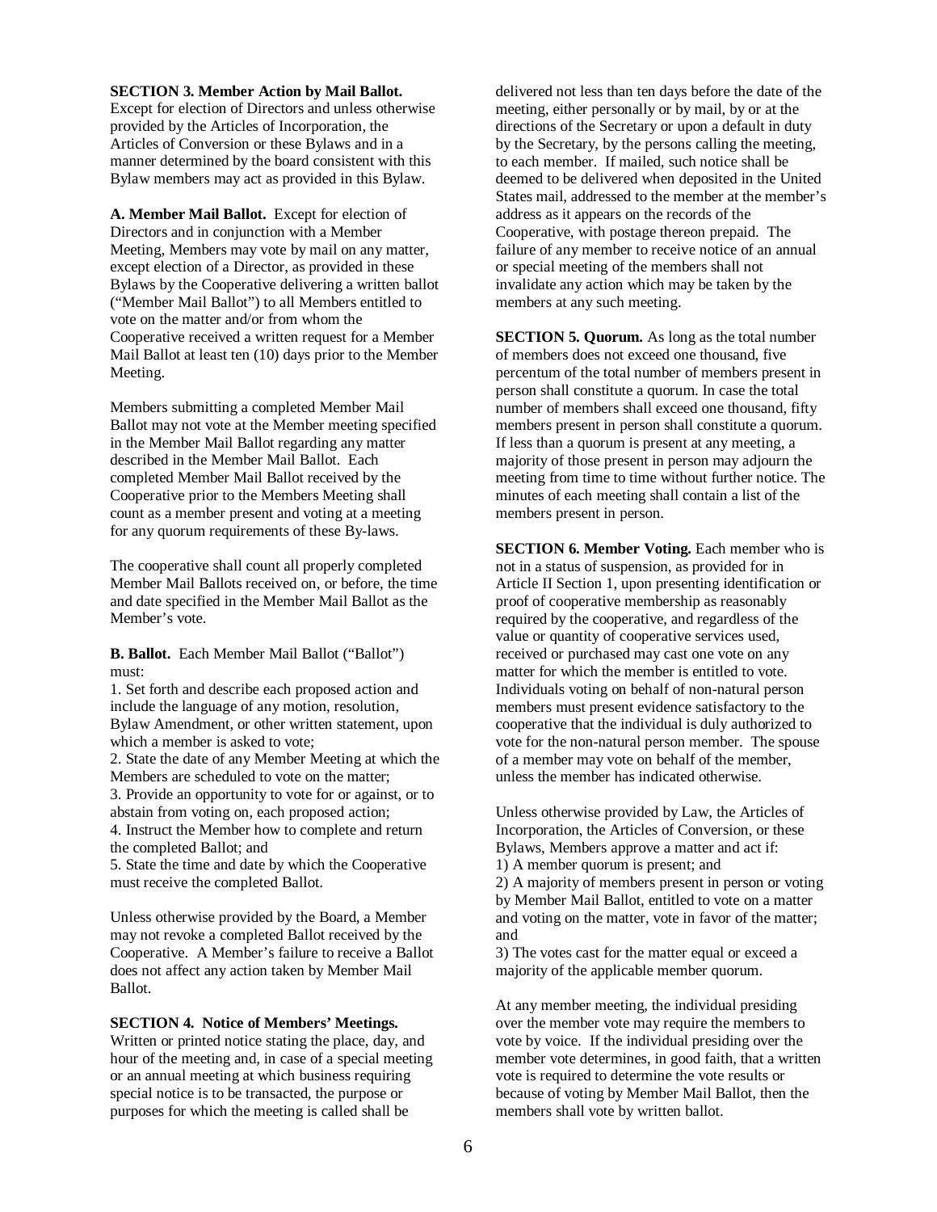**SECTION 3. Member Action by Mail Ballot.** Except for election of Directors and unless otherwise provided by the Articles of Incorporation, the Articles of Conversion or these Bylaws and in a manner determined by the board consistent with this Bylaw members may act as provided in this Bylaw.

**A. Member Mail Ballot.** Except for election of Directors and in conjunction with a Member Meeting, Members may vote by mail on any matter, except election of a Director, as provided in these Bylaws by the Cooperative delivering a written ballot ("Member Mail Ballot") to all Members entitled to vote on the matter and/or from whom the Cooperative received a written request for a Member Mail Ballot at least ten (10) days prior to the Member Meeting.

Members submitting a completed Member Mail Ballot may not vote at the Member meeting specified in the Member Mail Ballot regarding any matter described in the Member Mail Ballot. Each completed Member Mail Ballot received by the Cooperative prior to the Members Meeting shall count as a member present and voting at a meeting for any quorum requirements of these By-laws.

The cooperative shall count all properly completed Member Mail Ballots received on, or before, the time and date specified in the Member Mail Ballot as the Member's vote.

**B. Ballot.** Each Member Mail Ballot ("Ballot") must:

1. Set forth and describe each proposed action and include the language of any motion, resolution, Bylaw Amendment, or other written statement, upon which a member is asked to vote;
2. State the date of any Member Meeting at which the Members are scheduled to vote on the matter;
3. Provide an opportunity to vote for or against, or to abstain from voting on, each proposed action;
4. Instruct the Member how to complete and return the completed Ballot; and
5. State the time and date by which the Cooperative must receive the completed Ballot.

Unless otherwise provided by the Board, a Member may not revoke a completed Ballot received by the Cooperative. A Member's failure to receive a Ballot does not affect any action taken by Member Mail Ballot.

**SECTION 4. Notice of Members' Meetings.** Written or printed notice stating the place, day, and hour of the meeting and, in case of a special meeting or an annual meeting at which business requiring special notice is to be transacted, the purpose or purposes for which the meeting is called shall be delivered not less than ten days before the date of the meeting, either personally or by mail, by or at the directions of the Secretary or upon a default in duty by the Secretary, by the persons calling the meeting, to each member. If mailed, such notice shall be deemed to be delivered when deposited in the United States mail, addressed to the member at the member's address as it appears on the records of the Cooperative, with postage thereon prepaid. The failure of any member to receive notice of an annual or special meeting of the members shall not invalidate any action which may be taken by the members at any such meeting.

**SECTION 5. Quorum.** As long as the total number of members does not exceed one thousand, five percentum of the total number of members present in person shall constitute a quorum. In case the total number of members shall exceed one thousand, fifty members present in person shall constitute a quorum. If less than a quorum is present at any meeting, a majority of those present in person may adjourn the meeting from time to time without further notice. The minutes of each meeting shall contain a list of the members present in person.

**SECTION 6. Member Voting.** Each member who is not in a status of suspension, as provided for in Article II Section 1, upon presenting identification or proof of cooperative membership as reasonably required by the cooperative, and regardless of the value or quantity of cooperative services used, received or purchased may cast one vote on any matter for which the member is entitled to vote. Individuals voting on behalf of non-natural person members must present evidence satisfactory to the cooperative that the individual is duly authorized to vote for the non-natural person member. The spouse of a member may vote on behalf of the member, unless the member has indicated otherwise.

Unless otherwise provided by Law, the Articles of Incorporation, the Articles of Conversion, or these Bylaws, Members approve a matter and act if:

1) A member quorum is present; and

2) A majority of members present in person or voting by Member Mail Ballot, entitled to vote on a matter and voting on the matter, vote in favor of the matter; and

3) The votes cast for the matter equal or exceed a majority of the applicable member quorum.

At any member meeting, the individual presiding over the member vote may require the members to vote by voice. If the individual presiding over the member vote determines, in good faith, that a written vote is required to determine the vote results or because of voting by Member Mail Ballot, then the members shall vote by written ballot.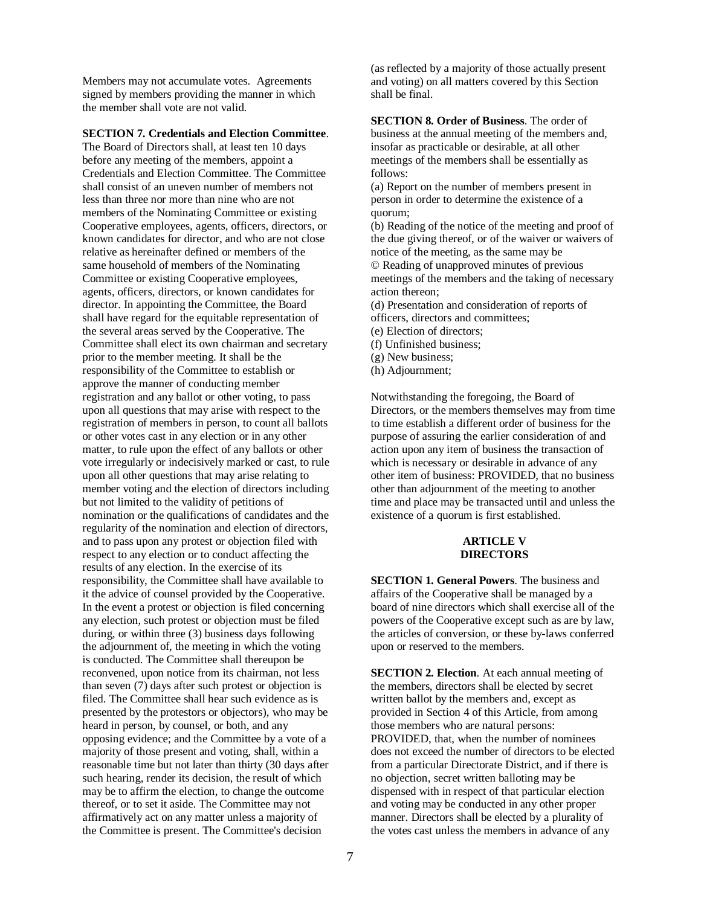Members may not accumulate votes. Agreements signed by members providing the manner in which the member shall vote are not valid.

**SECTION 7. Credentials and Election Committee**. The Board of Directors shall, at least ten 10 days before any meeting of the members, appoint a Credentials and Election Committee. The Committee shall consist of an uneven number of members not less than three nor more than nine who are not members of the Nominating Committee or existing Cooperative employees, agents, officers, directors, or known candidates for director, and who are not close relative as hereinafter defined or members of the same household of members of the Nominating Committee or existing Cooperative employees, agents, officers, directors, or known candidates for director. In appointing the Committee, the Board shall have regard for the equitable representation of the several areas served by the Cooperative. The Committee shall elect its own chairman and secretary prior to the member meeting. It shall be the responsibility of the Committee to establish or approve the manner of conducting member registration and any ballot or other voting, to pass upon all questions that may arise with respect to the registration of members in person, to count all ballots or other votes cast in any election or in any other matter, to rule upon the effect of any ballots or other vote irregularly or indecisively marked or cast, to rule upon all other questions that may arise relating to member voting and the election of directors including but not limited to the validity of petitions of nomination or the qualifications of candidates and the regularity of the nomination and election of directors, and to pass upon any protest or objection filed with respect to any election or to conduct affecting the results of any election. In the exercise of its responsibility, the Committee shall have available to it the advice of counsel provided by the Cooperative. In the event a protest or objection is filed concerning any election, such protest or objection must be filed during, or within three (3) business days following the adjournment of, the meeting in which the voting is conducted. The Committee shall thereupon be reconvened, upon notice from its chairman, not less than seven (7) days after such protest or objection is filed. The Committee shall hear such evidence as is presented by the protestors or objectors), who may be heard in person, by counsel, or both, and any opposing evidence; and the Committee by a vote of a majority of those present and voting, shall, within a reasonable time but not later than thirty (30 days after such hearing, render its decision, the result of which may be to affirm the election, to change the outcome thereof, or to set it aside. The Committee may not affirmatively act on any matter unless a majority of the Committee is present. The Committee's decision (as reflected by a majority of those actually present and voting) on all matters covered by this Section shall be final.

**SECTION 8. Order of Business**. The order of business at the annual meeting of the members and, insofar as practicable or desirable, at all other meetings of the members shall be essentially as follows:

(a) Report on the number of members present in person in order to determine the existence of a quorum;
(b) Reading of the notice of the meeting and proof of the due giving thereof, or of the waiver or waivers of notice of the meeting, as the same may be
© Reading of unapproved minutes of previous meetings of the members and the taking of necessary action thereon;
(d) Presentation and consideration of reports of officers, directors and committees;
(e) Election of directors;
(f) Unfinished business;
(g) New business;
(h) Adjournment;

Notwithstanding the foregoing, the Board of Directors, or the members themselves may from time to time establish a different order of business for the purpose of assuring the earlier consideration of and action upon any item of business the transaction of which is necessary or desirable in advance of any other item of business: PROVIDED, that no business other than adjournment of the meeting to another time and place may be transacted until and unless the existence of a quorum is first established.

## ARTICLE V
## DIRECTORS

**SECTION 1. General Powers**. The business and affairs of the Cooperative shall be managed by a board of nine directors which shall exercise all of the powers of the Cooperative except such as are by law, the articles of conversion, or these by-laws conferred upon or reserved to the members.

**SECTION 2. Election**. At each annual meeting of the members, directors shall be elected by secret written ballot by the members and, except as provided in Section 4 of this Article, from among those members who are natural persons: PROVIDED, that, when the number of nominees does not exceed the number of directors to be elected from a particular Directorate District, and if there is no objection, secret written balloting may be dispensed with in respect of that particular election and voting may be conducted in any other proper manner. Directors shall be elected by a plurality of the votes cast unless the members in advance of any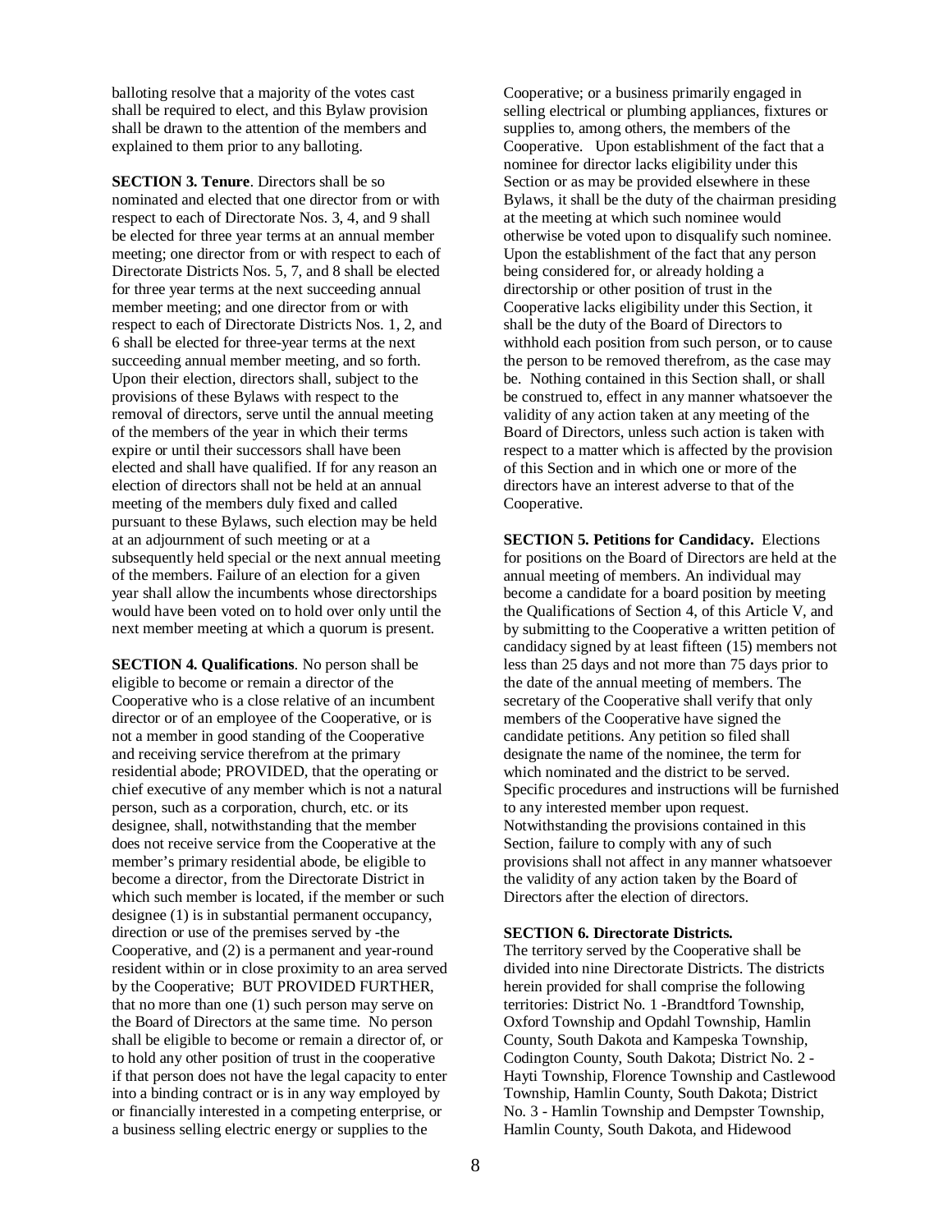balloting resolve that a majority of the votes cast shall be required to elect, and this Bylaw provision shall be drawn to the attention of the members and explained to them prior to any balloting.

**SECTION 3. Tenure**. Directors shall be so nominated and elected that one director from or with respect to each of Directorate Nos. 3, 4, and 9 shall be elected for three year terms at an annual member meeting; one director from or with respect to each of Directorate Districts Nos. 5, 7, and 8 shall be elected for three year terms at the next succeeding annual member meeting; and one director from or with respect to each of Directorate Districts Nos. 1, 2, and 6 shall be elected for three-year terms at the next succeeding annual member meeting, and so forth. Upon their election, directors shall, subject to the provisions of these Bylaws with respect to the removal of directors, serve until the annual meeting of the members of the year in which their terms expire or until their successors shall have been elected and shall have qualified. If for any reason an election of directors shall not be held at an annual meeting of the members duly fixed and called pursuant to these Bylaws, such election may be held at an adjournment of such meeting or at a subsequently held special or the next annual meeting of the members. Failure of an election for a given year shall allow the incumbents whose directorships would have been voted on to hold over only until the next member meeting at which a quorum is present.

**SECTION 4. Qualifications**. No person shall be eligible to become or remain a director of the Cooperative who is a close relative of an incumbent director or of an employee of the Cooperative, or is not a member in good standing of the Cooperative and receiving service therefrom at the primary residential abode; PROVIDED, that the operating or chief executive of any member which is not a natural person, such as a corporation, church, etc. or its designee, shall, notwithstanding that the member does not receive service from the Cooperative at the member's primary residential abode, be eligible to become a director, from the Directorate District in which such member is located, if the member or such designee (1) is in substantial permanent occupancy, direction or use of the premises served by -the Cooperative, and (2) is a permanent and year-round resident within or in close proximity to an area served by the Cooperative; BUT PROVIDED FURTHER, that no more than one (1) such person may serve on the Board of Directors at the same time. No person shall be eligible to become or remain a director of, or to hold any other position of trust in the cooperative if that person does not have the legal capacity to enter into a binding contract or is in any way employed by or financially interested in a competing enterprise, or a business selling electric energy or supplies to the Cooperative; or a business primarily engaged in selling electrical or plumbing appliances, fixtures or supplies to, among others, the members of the Cooperative. Upon establishment of the fact that a nominee for director lacks eligibility under this Section or as may be provided elsewhere in these Bylaws, it shall be the duty of the chairman presiding at the meeting at which such nominee would otherwise be voted upon to disqualify such nominee. Upon the establishment of the fact that any person being considered for, or already holding a directorship or other position of trust in the Cooperative lacks eligibility under this Section, it shall be the duty of the Board of Directors to withhold each position from such person, or to cause the person to be removed therefrom, as the case may be. Nothing contained in this Section shall, or shall be construed to, effect in any manner whatsoever the validity of any action taken at any meeting of the Board of Directors, unless such action is taken with respect to a matter which is affected by the provision of this Section and in which one or more of the directors have an interest adverse to that of the Cooperative.

**SECTION 5. Petitions for Candidacy.** Elections for positions on the Board of Directors are held at the annual meeting of members. An individual may become a candidate for a board position by meeting the Qualifications of Section 4, of this Article V, and by submitting to the Cooperative a written petition of candidacy signed by at least fifteen (15) members not less than 25 days and not more than 75 days prior to the date of the annual meeting of members. The secretary of the Cooperative shall verify that only members of the Cooperative have signed the candidate petitions. Any petition so filed shall designate the name of the nominee, the term for which nominated and the district to be served. Specific procedures and instructions will be furnished to any interested member upon request. Notwithstanding the provisions contained in this Section, failure to comply with any of such provisions shall not affect in any manner whatsoever the validity of any action taken by the Board of Directors after the election of directors.

**SECTION 6. Directorate Districts.**
The territory served by the Cooperative shall be divided into nine Directorate Districts. The districts herein provided for shall comprise the following territories: District No. 1 -Brandtford Township, Oxford Township and Opdahl Township, Hamlin County, South Dakota and Kampeska Township, Codington County, South Dakota; District No. 2 - Hayti Township, Florence Township and Castlewood Township, Hamlin County, South Dakota; District No. 3 - Hamlin Township and Dempster Township, Hamlin County, South Dakota, and Hidewood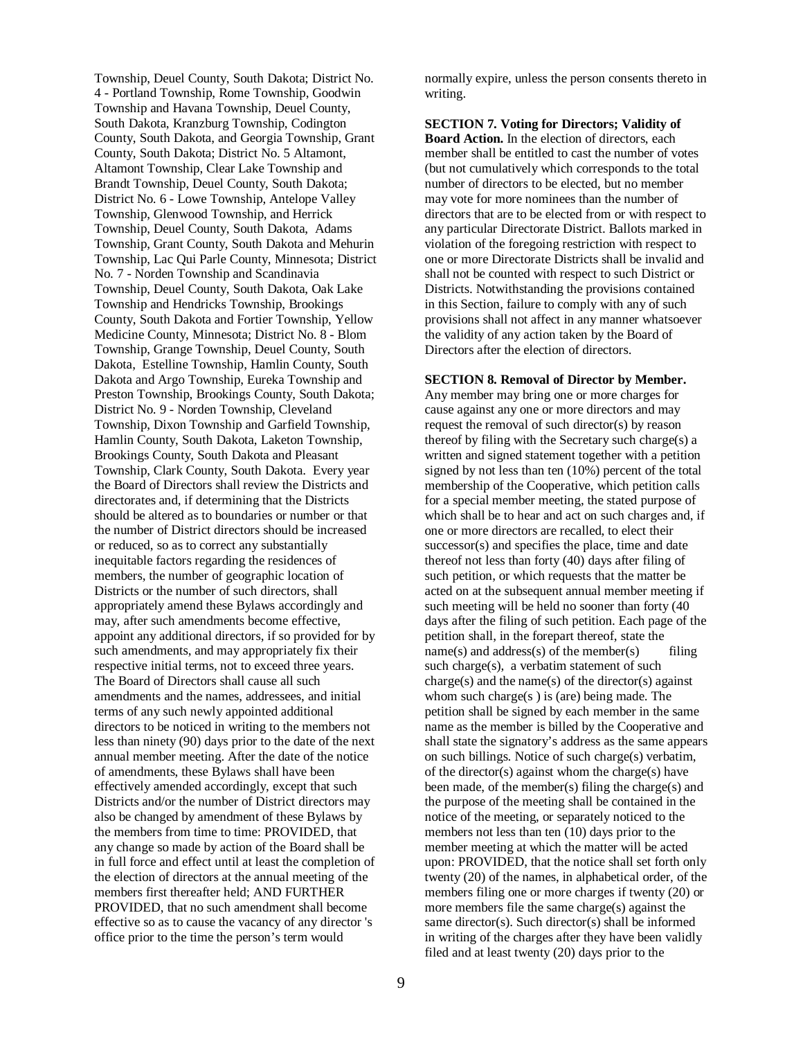Township, Deuel County, South Dakota; District No. 4 - Portland Township, Rome Township, Goodwin Township and Havana Township, Deuel County, South Dakota, Kranzburg Township, Codington County, South Dakota, and Georgia Township, Grant County, South Dakota; District No. 5 Altamont, Altamont Township, Clear Lake Township and Brandt Township, Deuel County, South Dakota; District No. 6 - Lowe Township, Antelope Valley Township, Glenwood Township, and Herrick Township, Deuel County, South Dakota, Adams Township, Grant County, South Dakota and Mehurin Township, Lac Qui Parle County, Minnesota; District No. 7 - Norden Township and Scandinavia Township, Deuel County, South Dakota, Oak Lake Township and Hendricks Township, Brookings County, South Dakota and Fortier Township, Yellow Medicine County, Minnesota; District No. 8 - Blom Township, Grange Township, Deuel County, South Dakota, Estelline Township, Hamlin County, South Dakota and Argo Township, Eureka Township and Preston Township, Brookings County, South Dakota; District No. 9 - Norden Township, Cleveland Township, Dixon Township and Garfield Township, Hamlin County, South Dakota, Laketon Township, Brookings County, South Dakota and Pleasant Township, Clark County, South Dakota. Every year the Board of Directors shall review the Districts and directorates and, if determining that the Districts should be altered as to boundaries or number or that the number of District directors should be increased or reduced, so as to correct any substantially inequitable factors regarding the residences of members, the number of geographic location of Districts or the number of such directors, shall appropriately amend these Bylaws accordingly and may, after such amendments become effective, appoint any additional directors, if so provided for by such amendments, and may appropriately fix their respective initial terms, not to exceed three years. The Board of Directors shall cause all such amendments and the names, addressees, and initial terms of any such newly appointed additional directors to be noticed in writing to the members not less than ninety (90) days prior to the date of the next annual member meeting. After the date of the notice of amendments, these Bylaws shall have been effectively amended accordingly, except that such Districts and/or the number of District directors may also be changed by amendment of these Bylaws by the members from time to time: PROVIDED, that any change so made by action of the Board shall be in full force and effect until at least the completion of the election of directors at the annual meeting of the members first thereafter held; AND FURTHER PROVIDED, that no such amendment shall become effective so as to cause the vacancy of any director 's office prior to the time the person's term would normally expire, unless the person consents thereto in writing.

**SECTION 7. Voting for Directors; Validity of Board Action.** In the election of directors, each member shall be entitled to cast the number of votes (but not cumulatively which corresponds to the total number of directors to be elected, but no member may vote for more nominees than the number of directors that are to be elected from or with respect to any particular Directorate District. Ballots marked in violation of the foregoing restriction with respect to one or more Directorate Districts shall be invalid and shall not be counted with respect to such District or Districts. Notwithstanding the provisions contained in this Section, failure to comply with any of such provisions shall not affect in any manner whatsoever the validity of any action taken by the Board of Directors after the election of directors.

**SECTION 8. Removal of Director by Member.** Any member may bring one or more charges for cause against any one or more directors and may request the removal of such director(s) by reason thereof by filing with the Secretary such charge(s) a written and signed statement together with a petition signed by not less than ten (10%) percent of the total membership of the Cooperative, which petition calls for a special member meeting, the stated purpose of which shall be to hear and act on such charges and, if one or more directors are recalled, to elect their successor(s) and specifies the place, time and date thereof not less than forty (40) days after filing of such petition, or which requests that the matter be acted on at the subsequent annual member meeting if such meeting will be held no sooner than forty (40 days after the filing of such petition. Each page of the petition shall, in the forepart thereof, state the name(s) and address(s) of the member(s) filing such charge(s), a verbatim statement of such charge(s) and the name(s) of the director(s) against whom such charge(s ) is (are) being made. The petition shall be signed by each member in the same name as the member is billed by the Cooperative and shall state the signatory's address as the same appears on such billings. Notice of such charge(s) verbatim, of the director(s) against whom the charge(s) have been made, of the member(s) filing the charge(s) and the purpose of the meeting shall be contained in the notice of the meeting, or separately noticed to the members not less than ten (10) days prior to the member meeting at which the matter will be acted upon: PROVIDED, that the notice shall set forth only twenty (20) of the names, in alphabetical order, of the members filing one or more charges if twenty (20) or more members file the same charge(s) against the same director(s). Such director(s) shall be informed in writing of the charges after they have been validly filed and at least twenty (20) days prior to the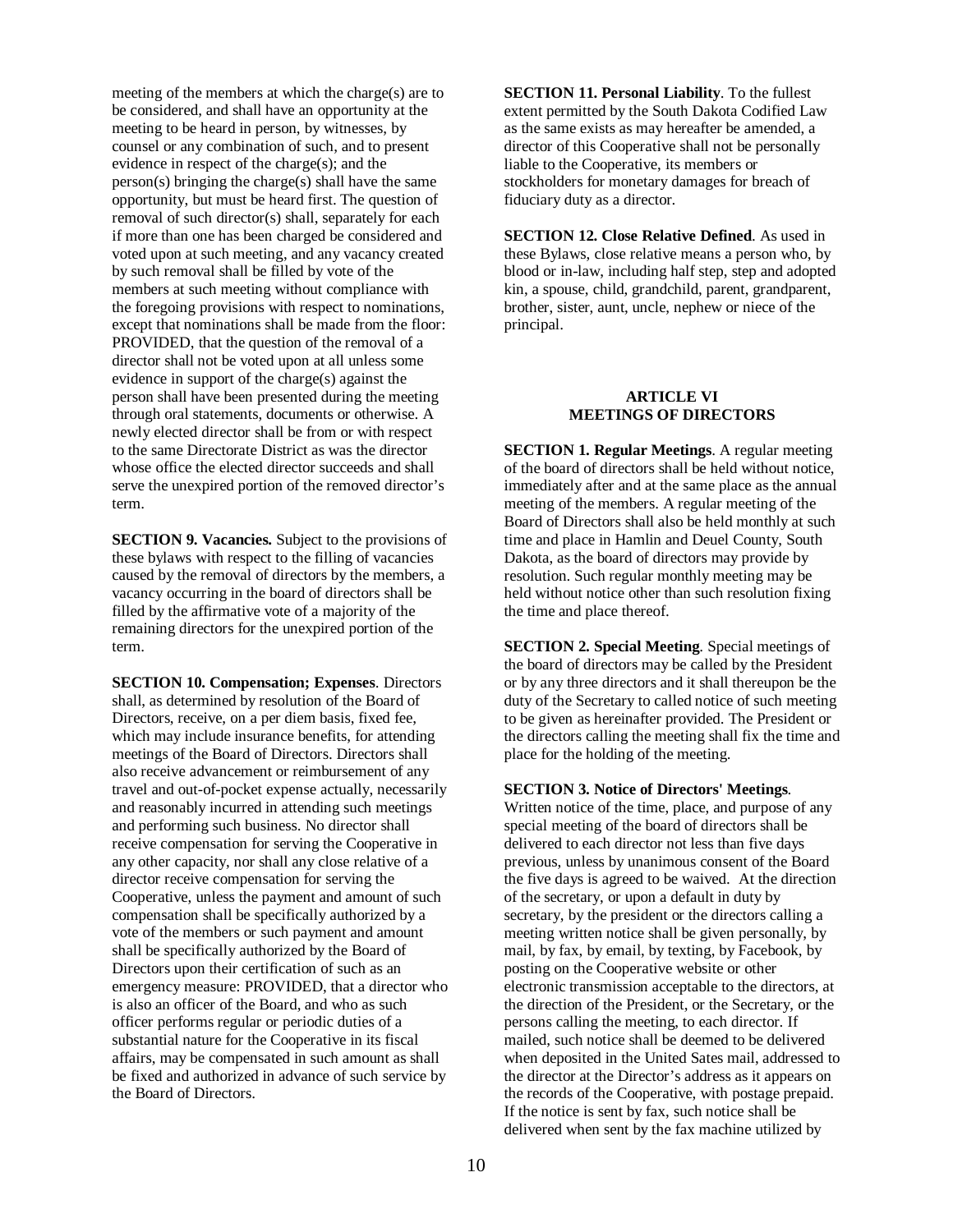meeting of the members at which the charge(s) are to be considered, and shall have an opportunity at the meeting to be heard in person, by witnesses, by counsel or any combination of such, and to present evidence in respect of the charge(s); and the person(s) bringing the charge(s) shall have the same opportunity, but must be heard first. The question of removal of such director(s) shall, separately for each if more than one has been charged be considered and voted upon at such meeting, and any vacancy created by such removal shall be filled by vote of the members at such meeting without compliance with the foregoing provisions with respect to nominations, except that nominations shall be made from the floor: PROVIDED, that the question of the removal of a director shall not be voted upon at all unless some evidence in support of the charge(s) against the person shall have been presented during the meeting through oral statements, documents or otherwise. A newly elected director shall be from or with respect to the same Directorate District as was the director whose office the elected director succeeds and shall serve the unexpired portion of the removed director's term.

**SECTION 9. Vacancies.** Subject to the provisions of these bylaws with respect to the filling of vacancies caused by the removal of directors by the members, a vacancy occurring in the board of directors shall be filled by the affirmative vote of a majority of the remaining directors for the unexpired portion of the term.

**SECTION 10. Compensation; Expenses**. Directors shall, as determined by resolution of the Board of Directors, receive, on a per diem basis, fixed fee, which may include insurance benefits, for attending meetings of the Board of Directors. Directors shall also receive advancement or reimbursement of any travel and out-of-pocket expense actually, necessarily and reasonably incurred in attending such meetings and performing such business. No director shall receive compensation for serving the Cooperative in any other capacity, nor shall any close relative of a director receive compensation for serving the Cooperative, unless the payment and amount of such compensation shall be specifically authorized by a vote of the members or such payment and amount shall be specifically authorized by the Board of Directors upon their certification of such as an emergency measure: PROVIDED, that a director who is also an officer of the Board, and who as such officer performs regular or periodic duties of a substantial nature for the Cooperative in its fiscal affairs, may be compensated in such amount as shall be fixed and authorized in advance of such service by the Board of Directors.

**SECTION 11. Personal Liability**. To the fullest extent permitted by the South Dakota Codified Law as the same exists as may hereafter be amended, a director of this Cooperative shall not be personally liable to the Cooperative, its members or stockholders for monetary damages for breach of fiduciary duty as a director.

**SECTION 12. Close Relative Defined**. As used in these Bylaws, close relative means a person who, by blood or in-law, including half step, step and adopted kin, a spouse, child, grandchild, parent, grandparent, brother, sister, aunt, uncle, nephew or niece of the principal.

## ARTICLE VI
## MEETINGS OF DIRECTORS

**SECTION 1. Regular Meetings**. A regular meeting of the board of directors shall be held without notice, immediately after and at the same place as the annual meeting of the members. A regular meeting of the Board of Directors shall also be held monthly at such time and place in Hamlin and Deuel County, South Dakota, as the board of directors may provide by resolution. Such regular monthly meeting may be held without notice other than such resolution fixing the time and place thereof.

**SECTION 2. Special Meeting**. Special meetings of the board of directors may be called by the President or by any three directors and it shall thereupon be the duty of the Secretary to called notice of such meeting to be given as hereinafter provided. The President or the directors calling the meeting shall fix the time and place for the holding of the meeting.

**SECTION 3. Notice of Directors' Meetings**. Written notice of the time, place, and purpose of any special meeting of the board of directors shall be delivered to each director not less than five days previous, unless by unanimous consent of the Board the five days is agreed to be waived. At the direction of the secretary, or upon a default in duty by secretary, by the president or the directors calling a meeting written notice shall be given personally, by mail, by fax, by email, by texting, by Facebook, by posting on the Cooperative website or other electronic transmission acceptable to the directors, at the direction of the President, or the Secretary, or the persons calling the meeting, to each director. If mailed, such notice shall be deemed to be delivered when deposited in the United Sates mail, addressed to the director at the Director's address as it appears on the records of the Cooperative, with postage prepaid. If the notice is sent by fax, such notice shall be delivered when sent by the fax machine utilized by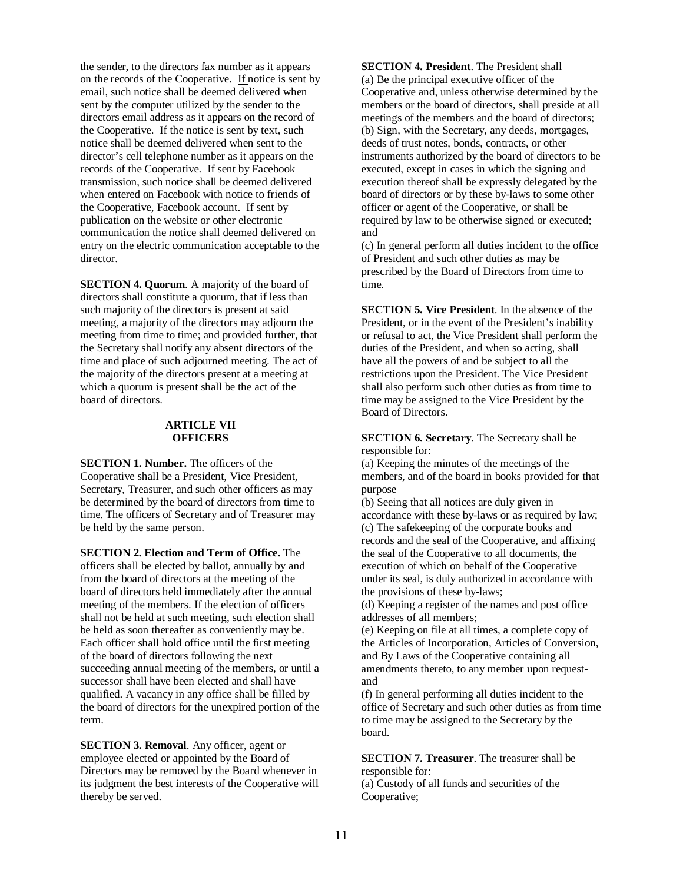the sender, to the directors fax number as it appears on the records of the Cooperative. If notice is sent by email, such notice shall be deemed delivered when sent by the computer utilized by the sender to the directors email address as it appears on the record of the Cooperative. If the notice is sent by text, such notice shall be deemed delivered when sent to the director's cell telephone number as it appears on the records of the Cooperative. If sent by Facebook transmission, such notice shall be deemed delivered when entered on Facebook with notice to friends of the Cooperative, Facebook account. If sent by publication on the website or other electronic communication the notice shall deemed delivered on entry on the electric communication acceptable to the director.

**SECTION 4. Quorum**. A majority of the board of directors shall constitute a quorum, that if less than such majority of the directors is present at said meeting, a majority of the directors may adjourn the meeting from time to time; and provided further, that the Secretary shall notify any absent directors of the time and place of such adjourned meeting. The act of the majority of the directors present at a meeting at which a quorum is present shall be the act of the board of directors.

## ARTICLE VII
## OFFICERS

**SECTION 1. Number.** The officers of the Cooperative shall be a President, Vice President, Secretary, Treasurer, and such other officers as may be determined by the board of directors from time to time. The officers of Secretary and of Treasurer may be held by the same person.

**SECTION 2. Election and Term of Office.** The officers shall be elected by ballot, annually by and from the board of directors at the meeting of the board of directors held immediately after the annual meeting of the members. If the election of officers shall not be held at such meeting, such election shall be held as soon thereafter as conveniently may be. Each officer shall hold office until the first meeting of the board of directors following the next succeeding annual meeting of the members, or until a successor shall have been elected and shall have qualified. A vacancy in any office shall be filled by the board of directors for the unexpired portion of the term.

**SECTION 3. Removal**. Any officer, agent or employee elected or appointed by the Board of Directors may be removed by the Board whenever in its judgment the best interests of the Cooperative will thereby be served.

**SECTION 4. President**. The President shall
(a) Be the principal executive officer of the Cooperative and, unless otherwise determined by the members or the board of directors, shall preside at all meetings of the members and the board of directors;
(b) Sign, with the Secretary, any deeds, mortgages, deeds of trust notes, bonds, contracts, or other instruments authorized by the board of directors to be executed, except in cases in which the signing and execution thereof shall be expressly delegated by the board of directors or by these by-laws to some other officer or agent of the Cooperative, or shall be required by law to be otherwise signed or executed; and
(c) In general perform all duties incident to the office of President and such other duties as may be prescribed by the Board of Directors from time to time.

**SECTION 5. Vice President**. In the absence of the President, or in the event of the President's inability or refusal to act, the Vice President shall perform the duties of the President, and when so acting, shall have all the powers of and be subject to all the restrictions upon the President. The Vice President shall also perform such other duties as from time to time may be assigned to the Vice President by the Board of Directors.

**SECTION 6. Secretary**. The Secretary shall be responsible for:
(a) Keeping the minutes of the meetings of the members, and of the board in books provided for that purpose
(b) Seeing that all notices are duly given in accordance with these by-laws or as required by law;
(c) The safekeeping of the corporate books and records and the seal of the Cooperative, and affixing the seal of the Cooperative to all documents, the execution of which on behalf of the Cooperative under its seal, is duly authorized in accordance with the provisions of these by-laws;
(d) Keeping a register of the names and post office addresses of all members;
(e) Keeping on file at all times, a complete copy of the Articles of Incorporation, Articles of Conversion, and By Laws of the Cooperative containing all amendments thereto, to any member upon request- and
(f) In general performing all duties incident to the office of Secretary and such other duties as from time to time may be assigned to the Secretary by the board.

**SECTION 7. Treasurer**. The treasurer shall be responsible for:
(a) Custody of all funds and securities of the Cooperative;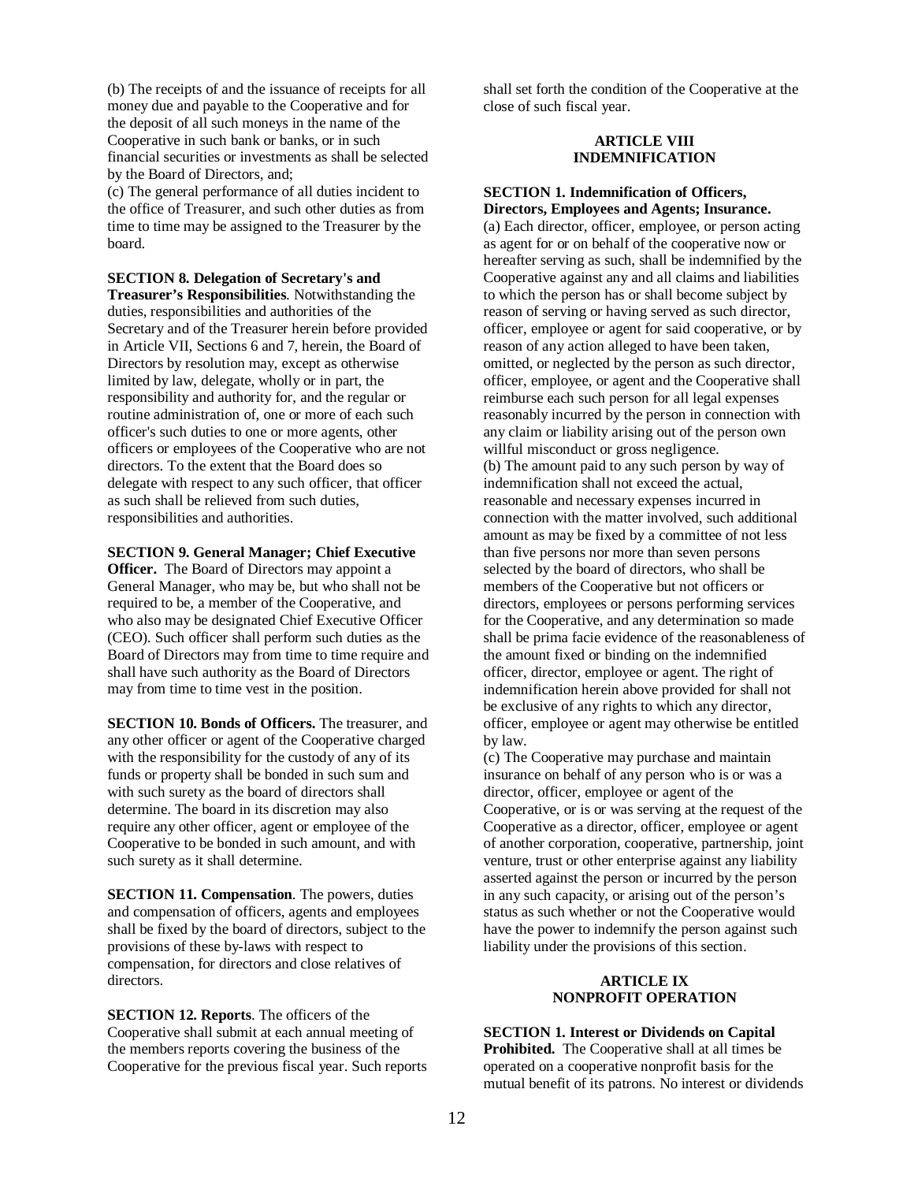(b) The receipts of and the issuance of receipts for all money due and payable to the Cooperative and for the deposit of all such moneys in the name of the Cooperative in such bank or banks, or in such financial securities or investments as shall be selected by the Board of Directors, and;
(c) The general performance of all duties incident to the office of Treasurer, and such other duties as from time to time may be assigned to the Treasurer by the board.

**SECTION 8. Delegation of Secretary's and Treasurer's Responsibilities**. Notwithstanding the duties, responsibilities and authorities of the Secretary and of the Treasurer herein before provided in Article VII, Sections 6 and 7, herein, the Board of Directors by resolution may, except as otherwise limited by law, delegate, wholly or in part, the responsibility and authority for, and the regular or routine administration of, one or more of each such officer's such duties to one or more agents, other officers or employees of the Cooperative who are not directors. To the extent that the Board does so delegate with respect to any such officer, that officer as such shall be relieved from such duties, responsibilities and authorities.

**SECTION 9. General Manager; Chief Executive Officer.** The Board of Directors may appoint a General Manager, who may be, but who shall not be required to be, a member of the Cooperative, and who also may be designated Chief Executive Officer (CEO). Such officer shall perform such duties as the Board of Directors may from time to time require and shall have such authority as the Board of Directors may from time to time vest in the position.

**SECTION 10. Bonds of Officers.** The treasurer, and any other officer or agent of the Cooperative charged with the responsibility for the custody of any of its funds or property shall be bonded in such sum and with such surety as the board of directors shall determine. The board in its discretion may also require any other officer, agent or employee of the Cooperative to be bonded in such amount, and with such surety as it shall determine.

**SECTION 11. Compensation**. The powers, duties and compensation of officers, agents and employees shall be fixed by the board of directors, subject to the provisions of these by-laws with respect to compensation, for directors and close relatives of directors.

**SECTION 12. Reports**. The officers of the Cooperative shall submit at each annual meeting of the members reports covering the business of the Cooperative for the previous fiscal year. Such reports shall set forth the condition of the Cooperative at the close of such fiscal year.

## ARTICLE VIII
## INDEMNIFICATION

**SECTION 1. Indemnification of Officers, Directors, Employees and Agents; Insurance.**
(a) Each director, officer, employee, or person acting as agent for or on behalf of the cooperative now or hereafter serving as such, shall be indemnified by the Cooperative against any and all claims and liabilities to which the person has or shall become subject by reason of serving or having served as such director, officer, employee or agent for said cooperative, or by reason of any action alleged to have been taken, omitted, or neglected by the person as such director, officer, employee, or agent and the Cooperative shall reimburse each such person for all legal expenses reasonably incurred by the person in connection with any claim or liability arising out of the person own willful misconduct or gross negligence.
(b) The amount paid to any such person by way of indemnification shall not exceed the actual, reasonable and necessary expenses incurred in connection with the matter involved, such additional amount as may be fixed by a committee of not less than five persons nor more than seven persons selected by the board of directors, who shall be members of the Cooperative but not officers or directors, employees or persons performing services for the Cooperative, and any determination so made shall be prima facie evidence of the reasonableness of the amount fixed or binding on the indemnified officer, director, employee or agent. The right of indemnification herein above provided for shall not be exclusive of any rights to which any director, officer, employee or agent may otherwise be entitled by law.
(c) The Cooperative may purchase and maintain insurance on behalf of any person who is or was a director, officer, employee or agent of the Cooperative, or is or was serving at the request of the Cooperative as a director, officer, employee or agent of another corporation, cooperative, partnership, joint venture, trust or other enterprise against any liability asserted against the person or incurred by the person in any such capacity, or arising out of the person's status as such whether or not the Cooperative would have the power to indemnify the person against such liability under the provisions of this section.

## ARTICLE IX
## NONPROFIT OPERATION

**SECTION 1. Interest or Dividends on Capital Prohibited.** The Cooperative shall at all times be operated on a cooperative nonprofit basis for the mutual benefit of its patrons. No interest or dividends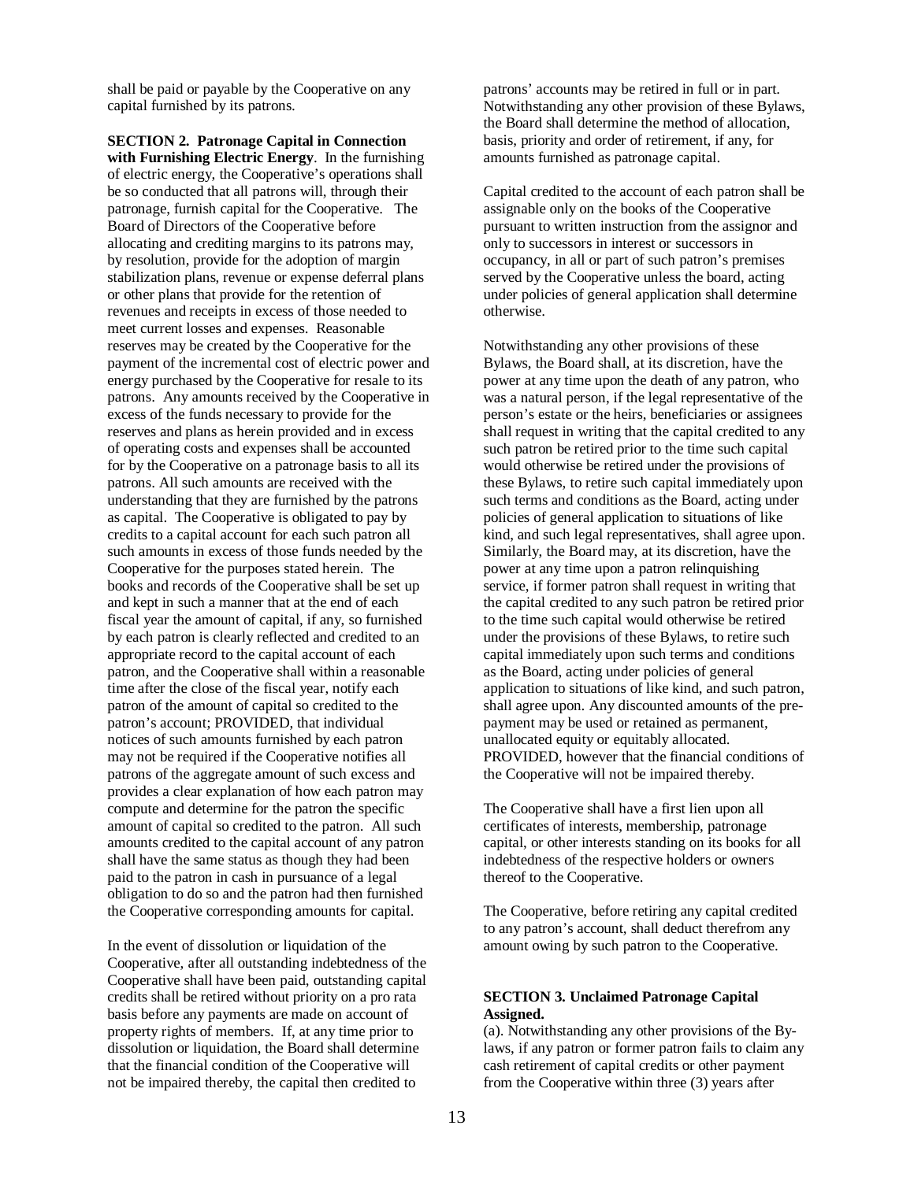shall be paid or payable by the Cooperative on any capital furnished by its patrons.

**SECTION 2. Patronage Capital in Connection with Furnishing Electric Energy**. In the furnishing of electric energy, the Cooperative's operations shall be so conducted that all patrons will, through their patronage, furnish capital for the Cooperative. The Board of Directors of the Cooperative before allocating and crediting margins to its patrons may, by resolution, provide for the adoption of margin stabilization plans, revenue or expense deferral plans or other plans that provide for the retention of revenues and receipts in excess of those needed to meet current losses and expenses. Reasonable reserves may be created by the Cooperative for the payment of the incremental cost of electric power and energy purchased by the Cooperative for resale to its patrons. Any amounts received by the Cooperative in excess of the funds necessary to provide for the reserves and plans as herein provided and in excess of operating costs and expenses shall be accounted for by the Cooperative on a patronage basis to all its patrons. All such amounts are received with the understanding that they are furnished by the patrons as capital. The Cooperative is obligated to pay by credits to a capital account for each such patron all such amounts in excess of those funds needed by the Cooperative for the purposes stated herein. The books and records of the Cooperative shall be set up and kept in such a manner that at the end of each fiscal year the amount of capital, if any, so furnished by each patron is clearly reflected and credited to an appropriate record to the capital account of each patron, and the Cooperative shall within a reasonable time after the close of the fiscal year, notify each patron of the amount of capital so credited to the patron's account; PROVIDED, that individual notices of such amounts furnished by each patron may not be required if the Cooperative notifies all patrons of the aggregate amount of such excess and provides a clear explanation of how each patron may compute and determine for the patron the specific amount of capital so credited to the patron. All such amounts credited to the capital account of any patron shall have the same status as though they had been paid to the patron in cash in pursuance of a legal obligation to do so and the patron had then furnished the Cooperative corresponding amounts for capital.

In the event of dissolution or liquidation of the Cooperative, after all outstanding indebtedness of the Cooperative shall have been paid, outstanding capital credits shall be retired without priority on a pro rata basis before any payments are made on account of property rights of members. If, at any time prior to dissolution or liquidation, the Board shall determine that the financial condition of the Cooperative will not be impaired thereby, the capital then credited to patrons' accounts may be retired in full or in part. Notwithstanding any other provision of these Bylaws, the Board shall determine the method of allocation, basis, priority and order of retirement, if any, for amounts furnished as patronage capital.

Capital credited to the account of each patron shall be assignable only on the books of the Cooperative pursuant to written instruction from the assignor and only to successors in interest or successors in occupancy, in all or part of such patron's premises served by the Cooperative unless the board, acting under policies of general application shall determine otherwise.

Notwithstanding any other provisions of these Bylaws, the Board shall, at its discretion, have the power at any time upon the death of any patron, who was a natural person, if the legal representative of the person's estate or the heirs, beneficiaries or assignees shall request in writing that the capital credited to any such patron be retired prior to the time such capital would otherwise be retired under the provisions of these Bylaws, to retire such capital immediately upon such terms and conditions as the Board, acting under policies of general application to situations of like kind, and such legal representatives, shall agree upon. Similarly, the Board may, at its discretion, have the power at any time upon a patron relinquishing service, if former patron shall request in writing that the capital credited to any such patron be retired prior to the time such capital would otherwise be retired under the provisions of these Bylaws, to retire such capital immediately upon such terms and conditions as the Board, acting under policies of general application to situations of like kind, and such patron, shall agree upon. Any discounted amounts of the pre-payment may be used or retained as permanent, unallocated equity or equitably allocated. PROVIDED, however that the financial conditions of the Cooperative will not be impaired thereby.

The Cooperative shall have a first lien upon all certificates of interests, membership, patronage capital, or other interests standing on its books for all indebtedness of the respective holders or owners thereof to the Cooperative.

The Cooperative, before retiring any capital credited to any patron's account, shall deduct therefrom any amount owing by such patron to the Cooperative.

**SECTION 3. Unclaimed Patronage Capital Assigned.**

(a). Notwithstanding any other provisions of the By-laws, if any patron or former patron fails to claim any cash retirement of capital credits or other payment from the Cooperative within three (3) years after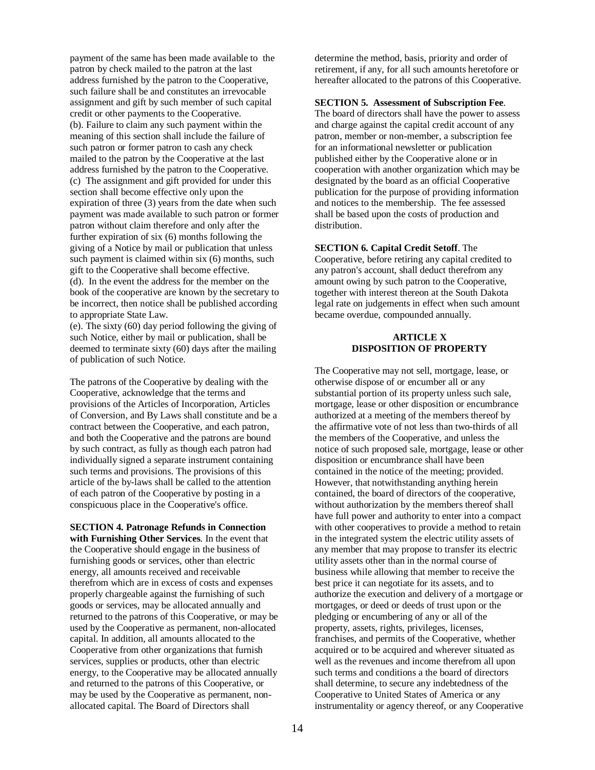payment of the same has been made available to the patron by check mailed to the patron at the last address furnished by the patron to the Cooperative, such failure shall be and constitutes an irrevocable assignment and gift by such member of such capital credit or other payments to the Cooperative.
(b). Failure to claim any such payment within the meaning of this section shall include the failure of such patron or former patron to cash any check mailed to the patron by the Cooperative at the last address furnished by the patron to the Cooperative.
(c) The assignment and gift provided for under this section shall become effective only upon the expiration of three (3) years from the date when such payment was made available to such patron or former patron without claim therefore and only after the further expiration of six (6) months following the giving of a Notice by mail or publication that unless such payment is claimed within six (6) months, such gift to the Cooperative shall become effective.
(d). In the event the address for the member on the book of the cooperative are known by the secretary to be incorrect, then notice shall be published according to appropriate State Law.
(e). The sixty (60) day period following the giving of such Notice, either by mail or publication, shall be deemed to terminate sixty (60) days after the mailing of publication of such Notice.

The patrons of the Cooperative by dealing with the Cooperative, acknowledge that the terms and provisions of the Articles of Incorporation, Articles of Conversion, and By Laws shall constitute and be a contract between the Cooperative, and each patron, and both the Cooperative and the patrons are bound by such contract, as fully as though each patron had individually signed a separate instrument containing such terms and provisions. The provisions of this article of the by-laws shall be called to the attention of each patron of the Cooperative by posting in a conspicuous place in the Cooperative's office.

**SECTION 4. Patronage Refunds in Connection with Furnishing Other Services**. In the event that the Cooperative should engage in the business of furnishing goods or services, other than electric energy, all amounts received and receivable therefrom which are in excess of costs and expenses properly chargeable against the furnishing of such goods or services, may be allocated annually and returned to the patrons of this Cooperative, or may be used by the Cooperative as permanent, non-allocated capital. In addition, all amounts allocated to the Cooperative from other organizations that furnish services, supplies or products, other than electric energy, to the Cooperative may be allocated annually and returned to the patrons of this Cooperative, or may be used by the Cooperative as permanent, non-allocated capital. The Board of Directors shall determine the method, basis, priority and order of retirement, if any, for all such amounts heretofore or hereafter allocated to the patrons of this Cooperative.

**SECTION 5. Assessment of Subscription Fee**. The board of directors shall have the power to assess and charge against the capital credit account of any patron, member or non-member, a subscription fee for an informational newsletter or publication published either by the Cooperative alone or in cooperation with another organization which may be designated by the board as an official Cooperative publication for the purpose of providing information and notices to the membership. The fee assessed shall be based upon the costs of production and distribution.

**SECTION 6. Capital Credit Setoff**. The Cooperative, before retiring any capital credited to any patron's account, shall deduct therefrom any amount owing by such patron to the Cooperative, together with interest thereon at the South Dakota legal rate on judgements in effect when such amount became overdue, compounded annually.

## ARTICLE X
## DISPOSITION OF PROPERTY

The Cooperative may not sell, mortgage, lease, or otherwise dispose of or encumber all or any substantial portion of its property unless such sale, mortgage, lease or other disposition or encumbrance authorized at a meeting of the members thereof by the affirmative vote of not less than two-thirds of all the members of the Cooperative, and unless the notice of such proposed sale, mortgage, lease or other disposition or encumbrance shall have been contained in the notice of the meeting; provided. However, that notwithstanding anything herein contained, the board of directors of the cooperative, without authorization by the members thereof shall have full power and authority to enter into a compact with other cooperatives to provide a method to retain in the integrated system the electric utility assets of any member that may propose to transfer its electric utility assets other than in the normal course of business while allowing that member to receive the best price it can negotiate for its assets, and to authorize the execution and delivery of a mortgage or mortgages, or deed or deeds of trust upon or the pledging or encumbering of any or all of the property, assets, rights, privileges, licenses, franchises, and permits of the Cooperative, whether acquired or to be acquired and wherever situated as well as the revenues and income therefrom all upon such terms and conditions a the board of directors shall determine, to secure any indebtedness of the Cooperative to United States of America or any instrumentality or agency thereof, or any Cooperative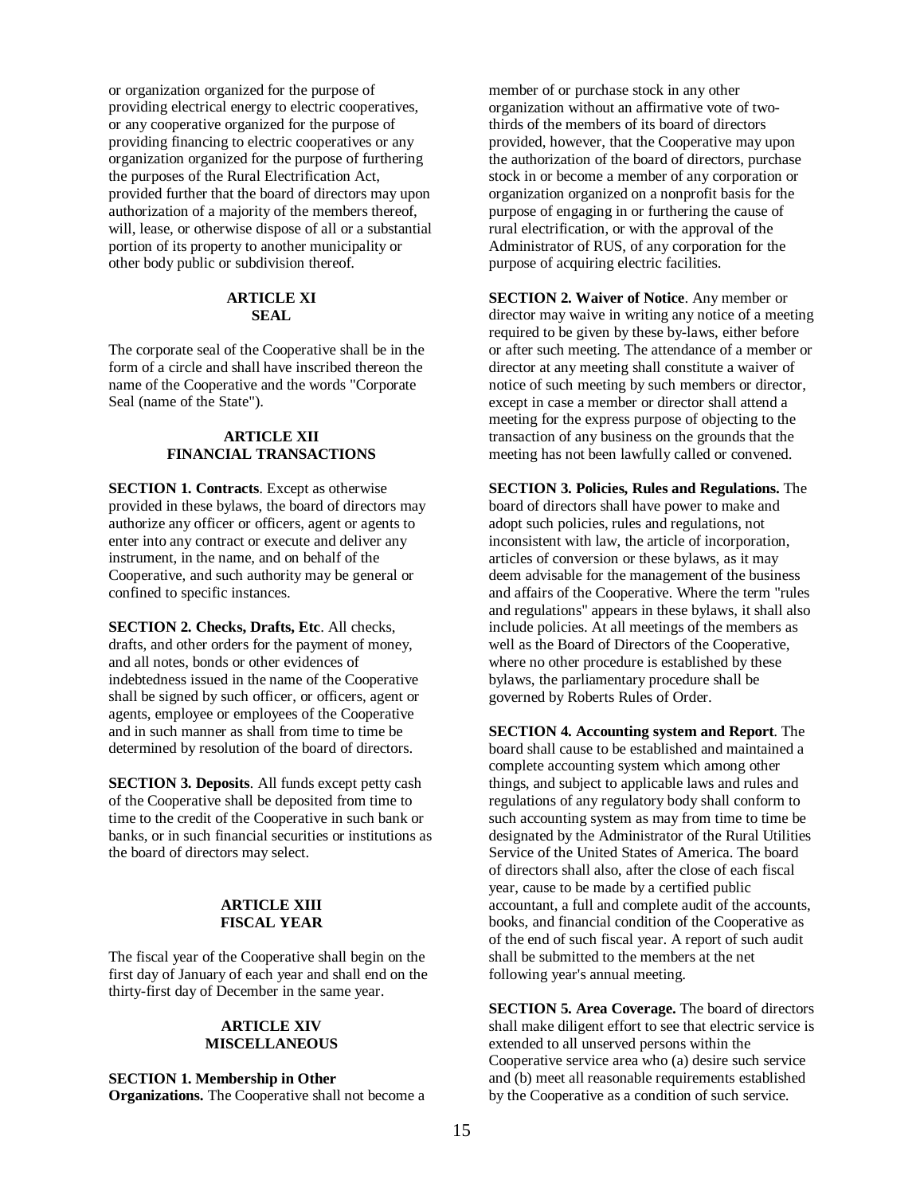or organization organized for the purpose of providing electrical energy to electric cooperatives, or any cooperative organized for the purpose of providing financing to electric cooperatives or any organization organized for the purpose of furthering the purposes of the Rural Electrification Act, provided further that the board of directors may upon authorization of a majority of the members thereof, will, lease, or otherwise dispose of all or a substantial portion of its property to another municipality or other body public or subdivision thereof.

## ARTICLE XI
## SEAL

The corporate seal of the Cooperative shall be in the form of a circle and shall have inscribed thereon the name of the Cooperative and the words "Corporate Seal (name of the State").

## ARTICLE XII
## FINANCIAL TRANSACTIONS

**SECTION 1. Contracts**. Except as otherwise provided in these bylaws, the board of directors may authorize any officer or officers, agent or agents to enter into any contract or execute and deliver any instrument, in the name, and on behalf of the Cooperative, and such authority may be general or confined to specific instances.

**SECTION 2. Checks, Drafts, Etc**. All checks, drafts, and other orders for the payment of money, and all notes, bonds or other evidences of indebtedness issued in the name of the Cooperative shall be signed by such officer, or officers, agent or agents, employee or employees of the Cooperative and in such manner as shall from time to time be determined by resolution of the board of directors.

**SECTION 3. Deposits**. All funds except petty cash of the Cooperative shall be deposited from time to time to the credit of the Cooperative in such bank or banks, or in such financial securities or institutions as the board of directors may select.

## ARTICLE XIII
## FISCAL YEAR

The fiscal year of the Cooperative shall begin on the first day of January of each year and shall end on the thirty-first day of December in the same year.

## ARTICLE XIV
## MISCELLANEOUS

**SECTION 1. Membership in Other Organizations.** The Cooperative shall not become a member of or purchase stock in any other organization without an affirmative vote of two-thirds of the members of its board of directors provided, however, that the Cooperative may upon the authorization of the board of directors, purchase stock in or become a member of any corporation or organization organized on a nonprofit basis for the purpose of engaging in or furthering the cause of rural electrification, or with the approval of the Administrator of RUS, of any corporation for the purpose of acquiring electric facilities.

**SECTION 2. Waiver of Notice**. Any member or director may waive in writing any notice of a meeting required to be given by these by-laws, either before or after such meeting. The attendance of a member or director at any meeting shall constitute a waiver of notice of such meeting by such members or director, except in case a member or director shall attend a meeting for the express purpose of objecting to the transaction of any business on the grounds that the meeting has not been lawfully called or convened.

**SECTION 3. Policies, Rules and Regulations.** The board of directors shall have power to make and adopt such policies, rules and regulations, not inconsistent with law, the article of incorporation, articles of conversion or these bylaws, as it may deem advisable for the management of the business and affairs of the Cooperative. Where the term "rules and regulations" appears in these bylaws, it shall also include policies. At all meetings of the members as well as the Board of Directors of the Cooperative, where no other procedure is established by these bylaws, the parliamentary procedure shall be governed by Roberts Rules of Order.

**SECTION 4. Accounting system and Report**. The board shall cause to be established and maintained a complete accounting system which among other things, and subject to applicable laws and rules and regulations of any regulatory body shall conform to such accounting system as may from time to time be designated by the Administrator of the Rural Utilities Service of the United States of America. The board of directors shall also, after the close of each fiscal year, cause to be made by a certified public accountant, a full and complete audit of the accounts, books, and financial condition of the Cooperative as of the end of such fiscal year. A report of such audit shall be submitted to the members at the net following year's annual meeting.

**SECTION 5. Area Coverage.** The board of directors shall make diligent effort to see that electric service is extended to all unserved persons within the Cooperative service area who (a) desire such service and (b) meet all reasonable requirements established by the Cooperative as a condition of such service.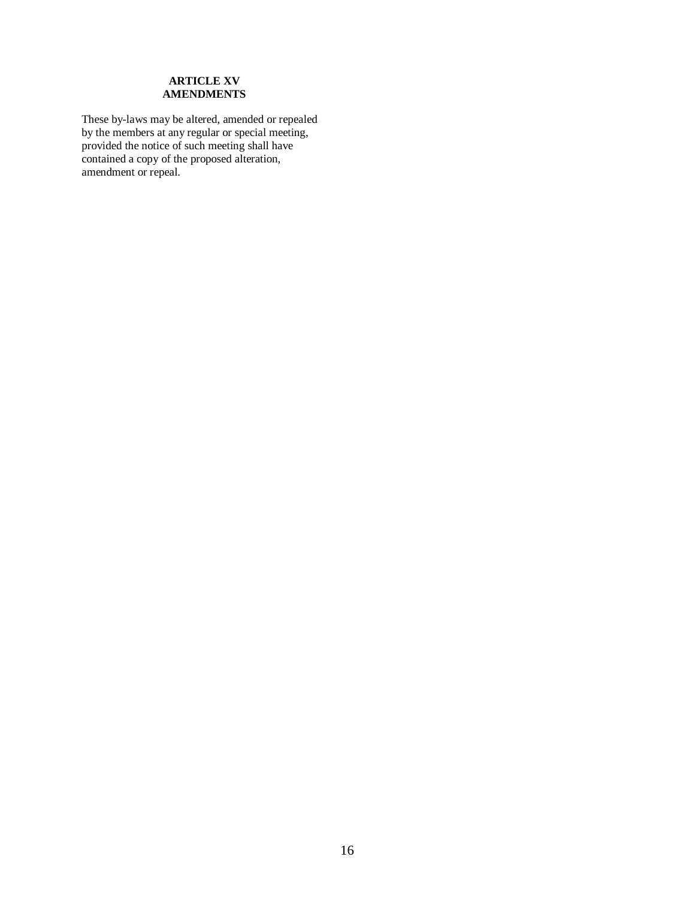## ARTICLE XV
## AMENDMENTS

These by-laws may be altered, amended or repealed by the members at any regular or special meeting, provided the notice of such meeting shall have contained a copy of the proposed alteration, amendment or repeal.